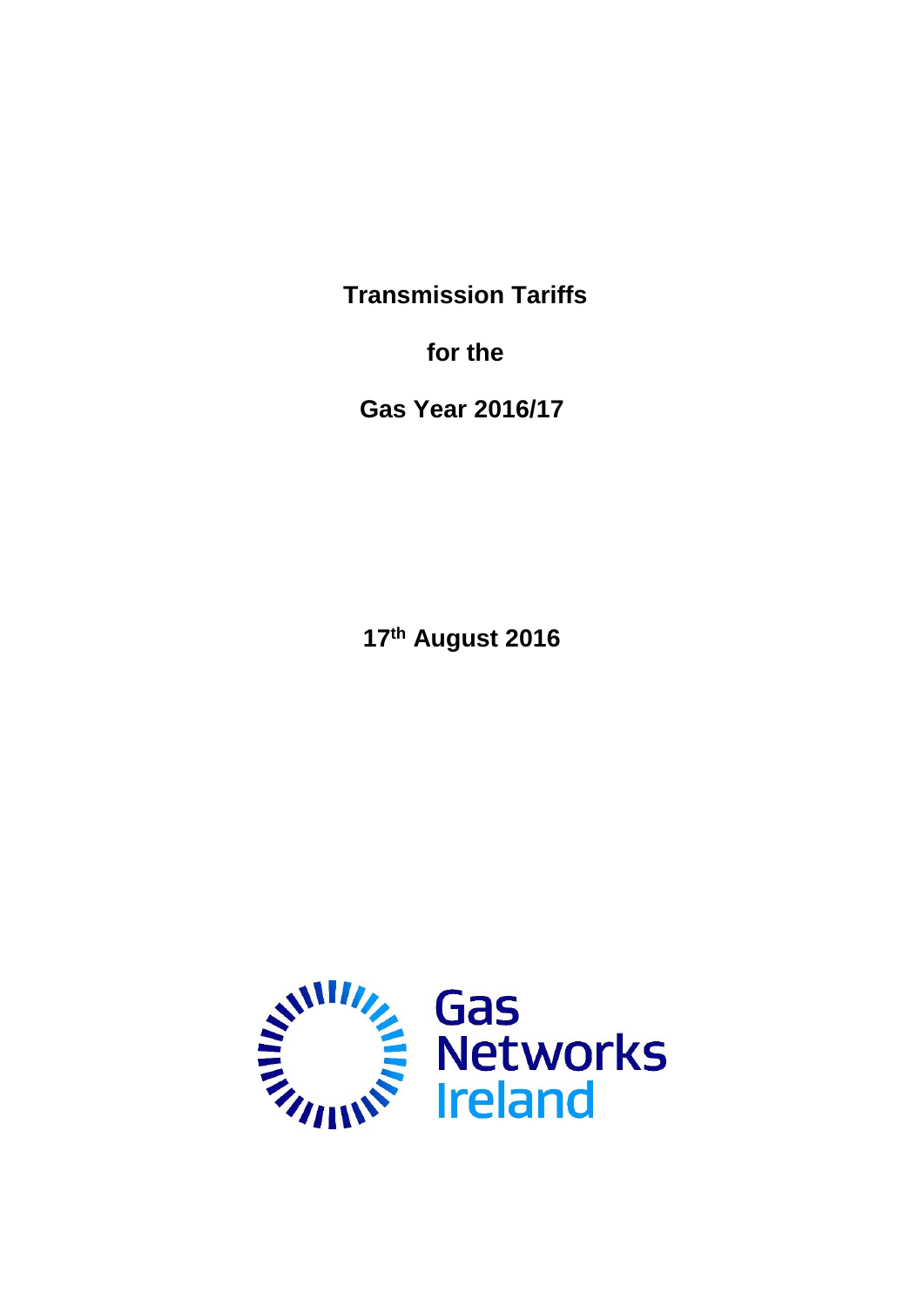# Transmission Tariffs

# for the

# Gas Year 2016/17

**17th August 2016**

Gas Networks Ireland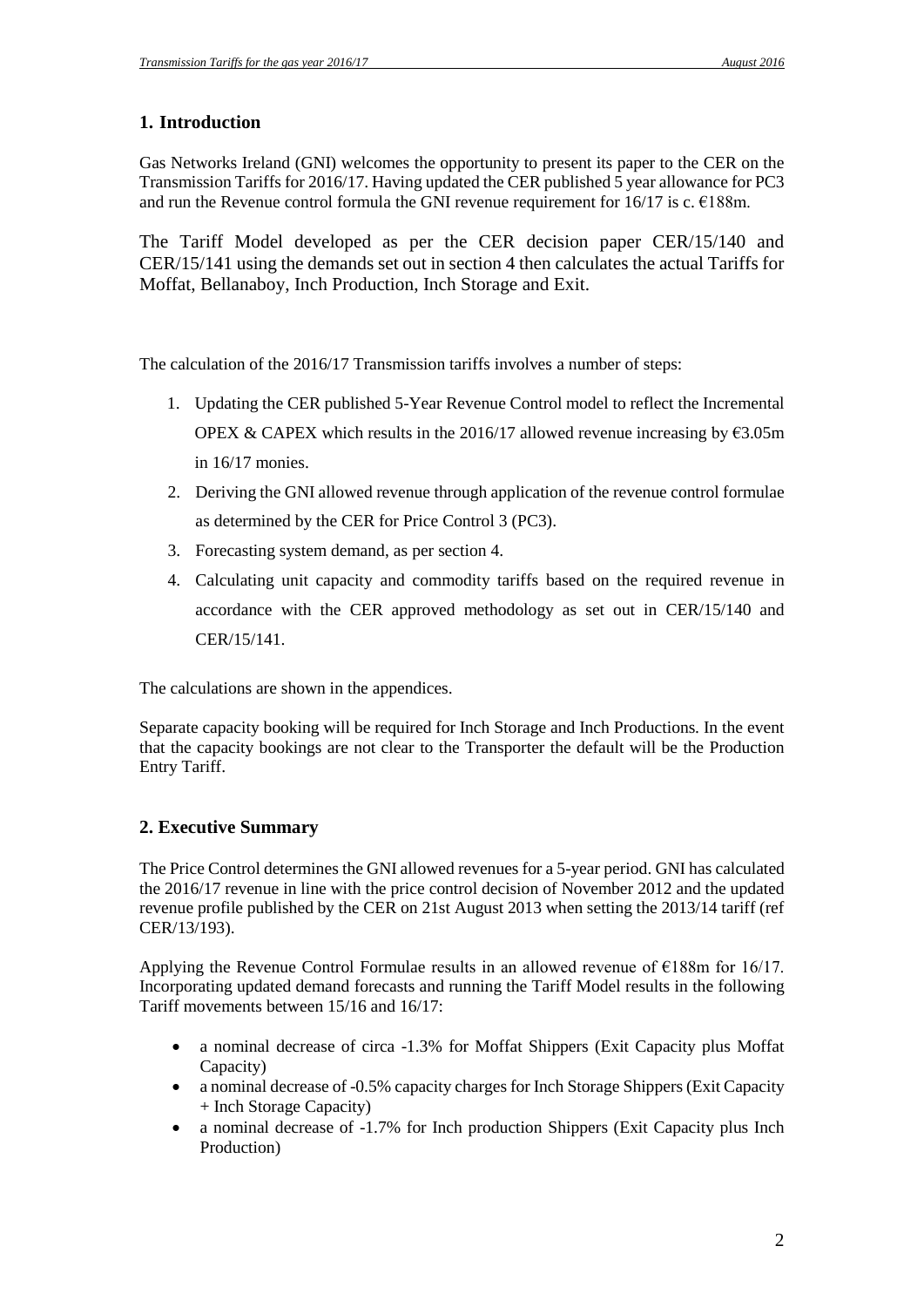## 1. Introduction

Gas Networks Ireland (GNI) welcomes the opportunity to present its paper to the CER on the Transmission Tariffs for 2016/17. Having updated the CER published 5 year allowance for PC3 and run the Revenue control formula the GNI revenue requirement for 16/17 is c. €188m.

The Tariff Model developed as per the CER decision paper CER/15/140 and CER/15/141 using the demands set out in section 4 then calculates the actual Tariffs for Moffat, Bellanaboy, Inch Production, Inch Storage and Exit.

The calculation of the 2016/17 Transmission tariffs involves a number of steps:

1. Updating the CER published 5-Year Revenue Control model to reflect the Incremental OPEX & CAPEX which results in the 2016/17 allowed revenue increasing by €3.05m in 16/17 monies.
2. Deriving the GNI allowed revenue through application of the revenue control formulae as determined by the CER for Price Control 3 (PC3).
3. Forecasting system demand, as per section 4.
4. Calculating unit capacity and commodity tariffs based on the required revenue in accordance with the CER approved methodology as set out in CER/15/140 and CER/15/141.

The calculations are shown in the appendices.

Separate capacity booking will be required for Inch Storage and Inch Productions. In the event that the capacity bookings are not clear to the Transporter the default will be the Production Entry Tariff.

## 2. Executive Summary

The Price Control determines the GNI allowed revenues for a 5-year period. GNI has calculated the 2016/17 revenue in line with the price control decision of November 2012 and the updated revenue profile published by the CER on 21st August 2013 when setting the 2013/14 tariff (ref CER/13/193).

Applying the Revenue Control Formulae results in an allowed revenue of €188m for 16/17. Incorporating updated demand forecasts and running the Tariff Model results in the following Tariff movements between 15/16 and 16/17:

- a nominal decrease of circa -1.3% for Moffat Shippers (Exit Capacity plus Moffat Capacity)
- a nominal decrease of -0.5% capacity charges for Inch Storage Shippers (Exit Capacity + Inch Storage Capacity)
- a nominal decrease of -1.7% for Inch production Shippers (Exit Capacity plus Inch Production)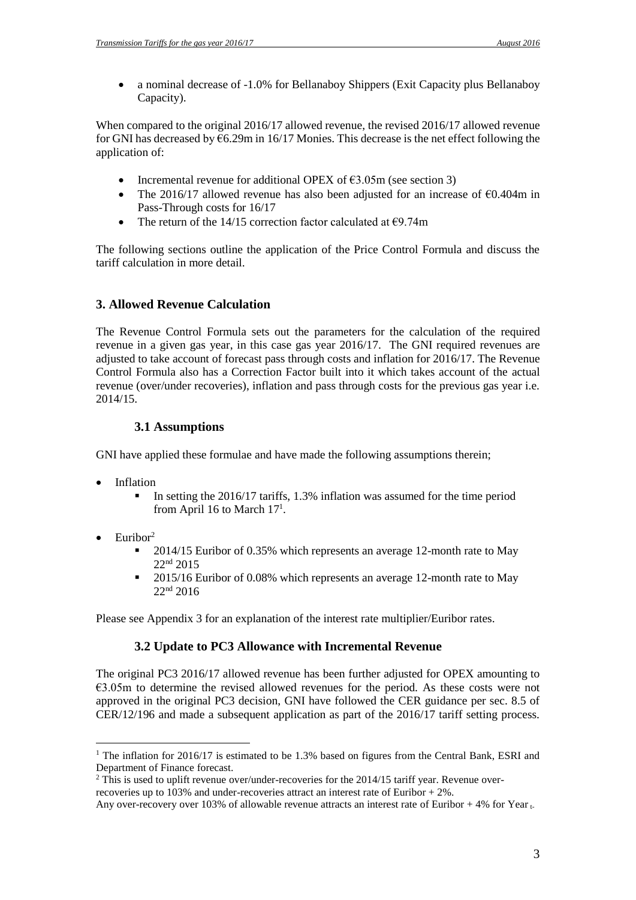- a nominal decrease of -1.0% for Bellanaboy Shippers (Exit Capacity plus Bellanaboy Capacity).

When compared to the original 2016/17 allowed revenue, the revised 2016/17 allowed revenue for GNI has decreased by €6.29m in 16/17 Monies. This decrease is the net effect following the application of:

- Incremental revenue for additional OPEX of €3.05m (see section 3)
- The 2016/17 allowed revenue has also been adjusted for an increase of €0.404m in Pass-Through costs for 16/17
- The return of the 14/15 correction factor calculated at €9.74m

The following sections outline the application of the Price Control Formula and discuss the tariff calculation in more detail.

## 3. Allowed Revenue Calculation

The Revenue Control Formula sets out the parameters for the calculation of the required revenue in a given gas year, in this case gas year 2016/17. The GNI required revenues are adjusted to take account of forecast pass through costs and inflation for 2016/17. The Revenue Control Formula also has a Correction Factor built into it which takes account of the actual revenue (over/under recoveries), inflation and pass through costs for the previous gas year i.e. 2014/15.

### 3.1 Assumptions

GNI have applied these formulae and have made the following assumptions therein;

- Inflation
  - In setting the 2016/17 tariffs, 1.3% inflation was assumed for the time period from April 16 to March 17[1].
- Euribor[2]
  - 2014/15 Euribor of 0.35% which represents an average 12-month rate to May 22nd 2015
  - 2015/16 Euribor of 0.08% which represents an average 12-month rate to May 22nd 2016

Please see Appendix 3 for an explanation of the interest rate multiplier/Euribor rates.

### 3.2 Update to PC3 Allowance with Incremental Revenue

The original PC3 2016/17 allowed revenue has been further adjusted for OPEX amounting to €3.05m to determine the revised allowed revenues for the period. As these costs were not approved in the original PC3 decision, GNI have followed the CER guidance per sec. 8.5 of CER/12/196 and made a subsequent application as part of the 2016/17 tariff setting process.

---

[1] The inflation for 2016/17 is estimated to be 1.3% based on figures from the Central Bank, ESRI and Department of Finance forecast.

[2] This is used to uplift revenue over/under-recoveries for the 2014/15 tariff year. Revenue over-recoveries up to 103% and under-recoveries attract an interest rate of Euribor + 2%.
Any over-recovery over 103% of allowable revenue attracts an interest rate of Euribor + 4% for Year $_{t}$.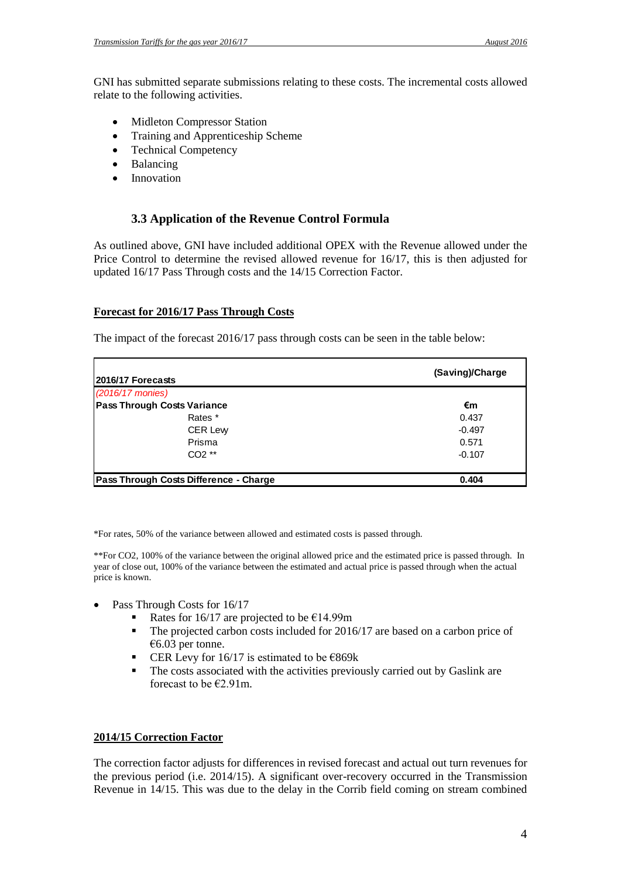GNI has submitted separate submissions relating to these costs. The incremental costs allowed relate to the following activities.

- Midleton Compressor Station
- Training and Apprenticeship Scheme
- Technical Competency
- Balancing
- Innovation

### 3.3 Application of the Revenue Control Formula

As outlined above, GNI have included additional OPEX with the Revenue allowed under the Price Control to determine the revised allowed revenue for 16/17, this is then adjusted for updated 16/17 Pass Through costs and the 14/15 Correction Factor.

**Forecast for 2016/17 Pass Through Costs**

The impact of the forecast 2016/17 pass through costs can be seen in the table below:

| 2016/17 Forecasts | (Saving)/Charge |
|---|---|
| *(2016/17 monies)* | |
| **Pass Through Costs Variance** | **€m** |
| Rates * | 0.437 |
| CER Levy | -0.497 |
| Prisma | 0.571 |
| $CO_2$ ** | -0.107 |
| **Pass Through Costs Difference - Charge** | **0.404** |

*For rates, 50% of the variance between allowed and estimated costs is passed through.

**For $CO_2$, 100% of the variance between the original allowed price and the estimated price is passed through. In year of close out, 100% of the variance between the estimated and actual price is passed through when the actual price is known.

- Pass Through Costs for 16/17
  - Rates for 16/17 are projected to be €14.99m
  - The projected carbon costs included for 2016/17 are based on a carbon price of €6.03 per tonne.
  - CER Levy for 16/17 is estimated to be €869k
  - The costs associated with the activities previously carried out by Gaslink are forecast to be €2.91m.

**2014/15 Correction Factor**

The correction factor adjusts for differences in revised forecast and actual out turn revenues for the previous period (i.e. 2014/15). A significant over-recovery occurred in the Transmission Revenue in 14/15. This was due to the delay in the Corrib field coming on stream combined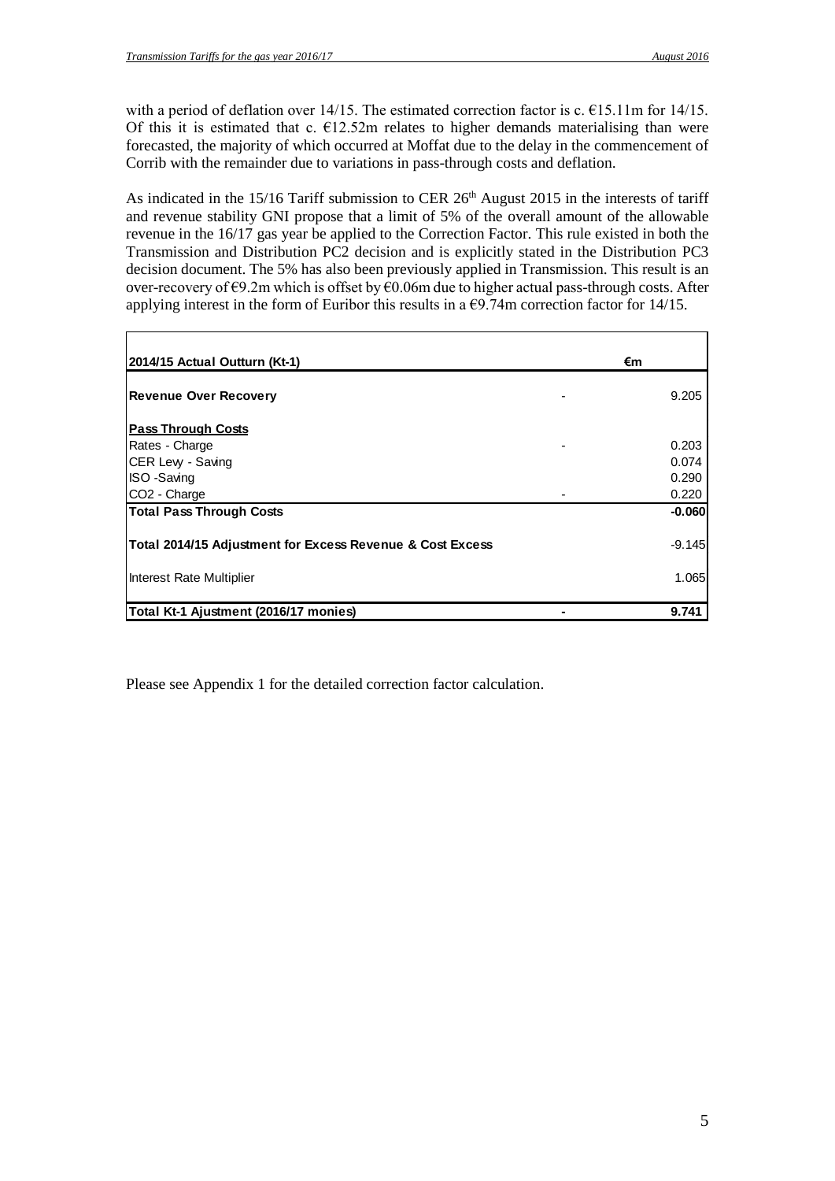with a period of deflation over 14/15. The estimated correction factor is c. €15.11m for 14/15. Of this it is estimated that c. €12.52m relates to higher demands materialising than were forecasted, the majority of which occurred at Moffat due to the delay in the commencement of Corrib with the remainder due to variations in pass-through costs and deflation.

As indicated in the 15/16 Tariff submission to CER 26th August 2015 in the interests of tariff and revenue stability GNI propose that a limit of 5% of the overall amount of the allowable revenue in the 16/17 gas year be applied to the Correction Factor. This rule existed in both the Transmission and Distribution PC2 decision and is explicitly stated in the Distribution PC3 decision document. The 5% has also been previously applied in Transmission. This result is an over-recovery of €9.2m which is offset by €0.06m due to higher actual pass-through costs. After applying interest in the form of Euribor this results in a €9.74m correction factor for 14/15.

| **2014/15 Actual Outturn (Kt-1)** | | **€m** |
|---|---|---|
| **Revenue Over Recovery** | - | 9.205 |
| **Pass Through Costs** | | |
| Rates - Charge | - | 0.203 |
| CER Levy - Saving | | 0.074 |
| ISO -Saving | | 0.290 |
| $CO_2$ - Charge | - | 0.220 |
| **Total Pass Through Costs** | | **-0.060** |
| **Total 2014/15 Adjustment for Excess Revenue & Cost Excess** | | -9.145 |
| Interest Rate Multiplier | | 1.065 |
| **Total Kt-1 Ajustment (2016/17 monies)** | **-** | **9.741** |

Please see Appendix 1 for the detailed correction factor calculation.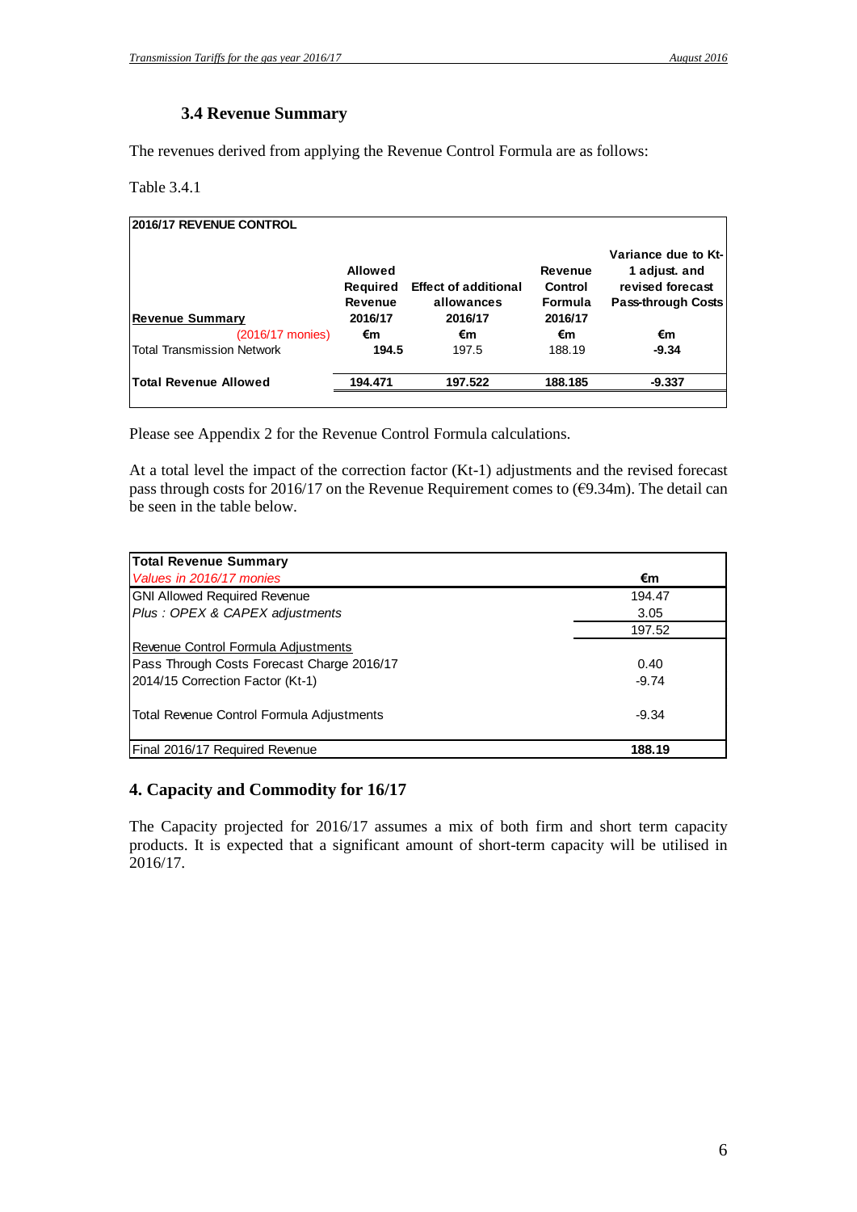### 3.4 Revenue Summary

The revenues derived from applying the Revenue Control Formula are as follows:

Table 3.4.1

| 2016/17 REVENUE CONTROL | | | | |
|---|---|---|---|---|
| **Revenue Summary** | **Allowed Required Revenue 2016/17** | **Effect of additional allowances 2016/17** | **Revenue Control Formula 2016/17** | **Variance due to Kt-1 adjust. and revised forecast Pass-through Costs** |
| (2016/17 monies) | **€m** | **€m** | **€m** | **€m** |
| Total Transmission Network | **194.5** | 197.5 | 188.19 | **-9.34** |
| **Total Revenue Allowed** | **194.471** | **197.522** | **188.185** | **-9.337** |

Please see Appendix 2 for the Revenue Control Formula calculations.

At a total level the impact of the correction factor (Kt-1) adjustments and the revised forecast pass through costs for 2016/17 on the Revenue Requirement comes to (€9.34m). The detail can be seen in the table below.

| **Total Revenue Summary** | |
|---|---|
| *Values in 2016/17 monies* | **€m** |
| GNI Allowed Required Revenue | 194.47 |
| *Plus : OPEX & CAPEX adjustments* | 3.05 |
| | 197.52 |
| Revenue Control Formula Adjustments | |
| Pass Through Costs Forecast Charge 2016/17 | 0.40 |
| 2014/15 Correction Factor (Kt-1) | -9.74 |
| Total Revenue Control Formula Adjustments | -9.34 |
| Final 2016/17 Required Revenue | **188.19** |

## 4. Capacity and Commodity for 16/17

The Capacity projected for 2016/17 assumes a mix of both firm and short term capacity products. It is expected that a significant amount of short-term capacity will be utilised in 2016/17.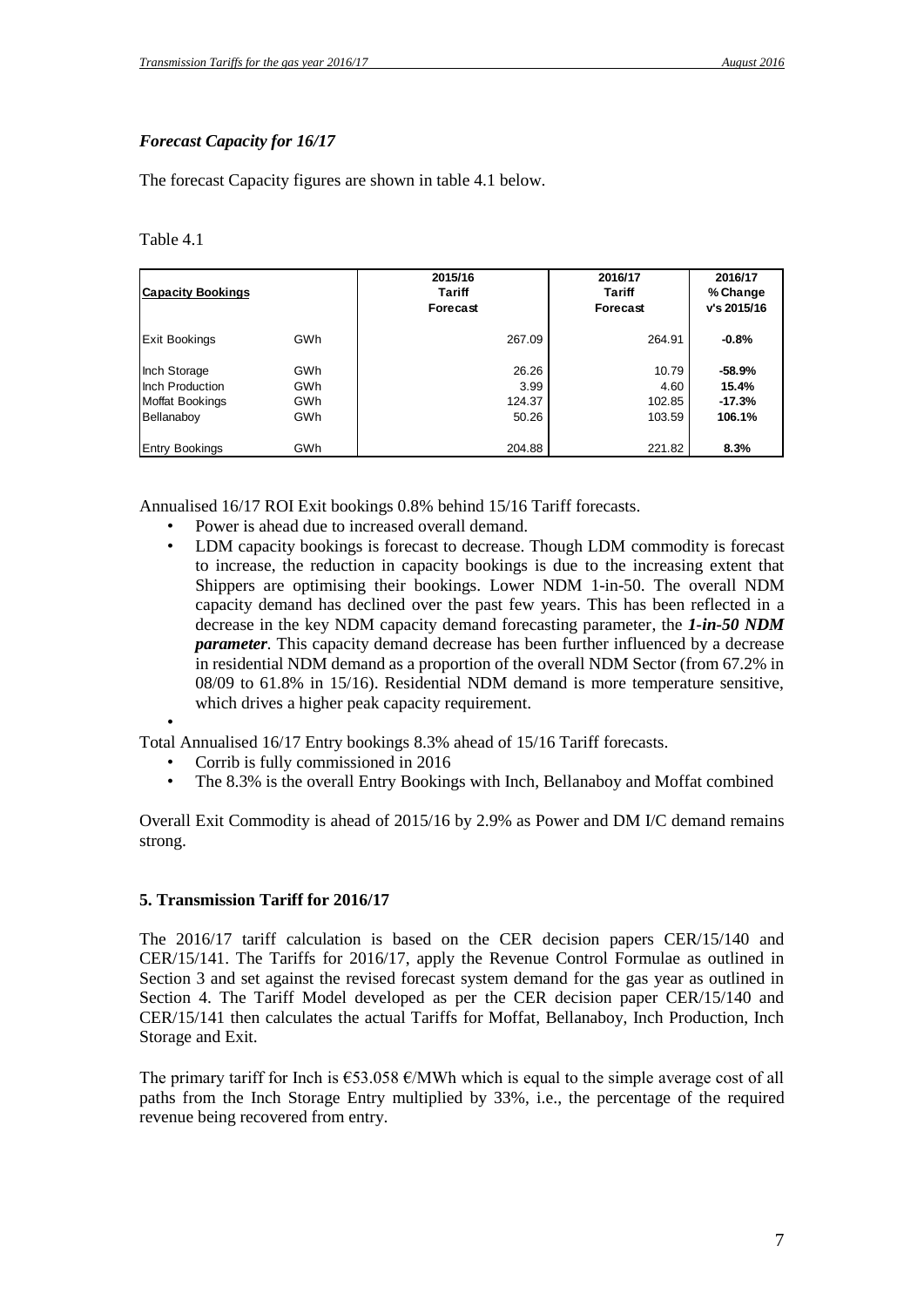*Forecast Capacity for 16/17*

The forecast Capacity figures are shown in table 4.1 below.

Table 4.1

| Capacity Bookings | | 2015/16 Tariff Forecast | 2016/17 Tariff Forecast | 2016/17 % Change v's 2015/16 |
|---|---|---|---|---|
| Exit Bookings | GWh | 267.09 | 264.91 | **-0.8%** |
| Inch Storage | GWh | 26.26 | 10.79 | **-58.9%** |
| Inch Production | GWh | 3.99 | 4.60 | **15.4%** |
| Moffat Bookings | GWh | 124.37 | 102.85 | **-17.3%** |
| Bellanaboy | GWh | 50.26 | 103.59 | **106.1%** |
| Entry Bookings | GWh | 204.88 | 221.82 | **8.3%** |

Annualised 16/17 ROI Exit bookings 0.8% behind 15/16 Tariff forecasts.

- Power is ahead due to increased overall demand.
- LDM capacity bookings is forecast to decrease. Though LDM commodity is forecast to increase, the reduction in capacity bookings is due to the increasing extent that Shippers are optimising their bookings. Lower NDM 1-in-50. The overall NDM capacity demand has declined over the past few years. This has been reflected in a decrease in the key NDM capacity demand forecasting parameter, the ***1-in-50 NDM parameter***. This capacity demand decrease has been further influenced by a decrease in residential NDM demand as a proportion of the overall NDM Sector (from 67.2% in 08/09 to 61.8% in 15/16). Residential NDM demand is more temperature sensitive, which drives a higher peak capacity requirement.
-

Total Annualised 16/17 Entry bookings 8.3% ahead of 15/16 Tariff forecasts.

- Corrib is fully commissioned in 2016
- The 8.3% is the overall Entry Bookings with Inch, Bellanaboy and Moffat combined

Overall Exit Commodity is ahead of 2015/16 by 2.9% as Power and DM I/C demand remains strong.

## 5. Transmission Tariff for 2016/17

The 2016/17 tariff calculation is based on the CER decision papers CER/15/140 and CER/15/141. The Tariffs for 2016/17, apply the Revenue Control Formulae as outlined in Section 3 and set against the revised forecast system demand for the gas year as outlined in Section 4. The Tariff Model developed as per the CER decision paper CER/15/140 and CER/15/141 then calculates the actual Tariffs for Moffat, Bellanaboy, Inch Production, Inch Storage and Exit.

The primary tariff for Inch is €53.058 €/MWh which is equal to the simple average cost of all paths from the Inch Storage Entry multiplied by 33%, i.e., the percentage of the required revenue being recovered from entry.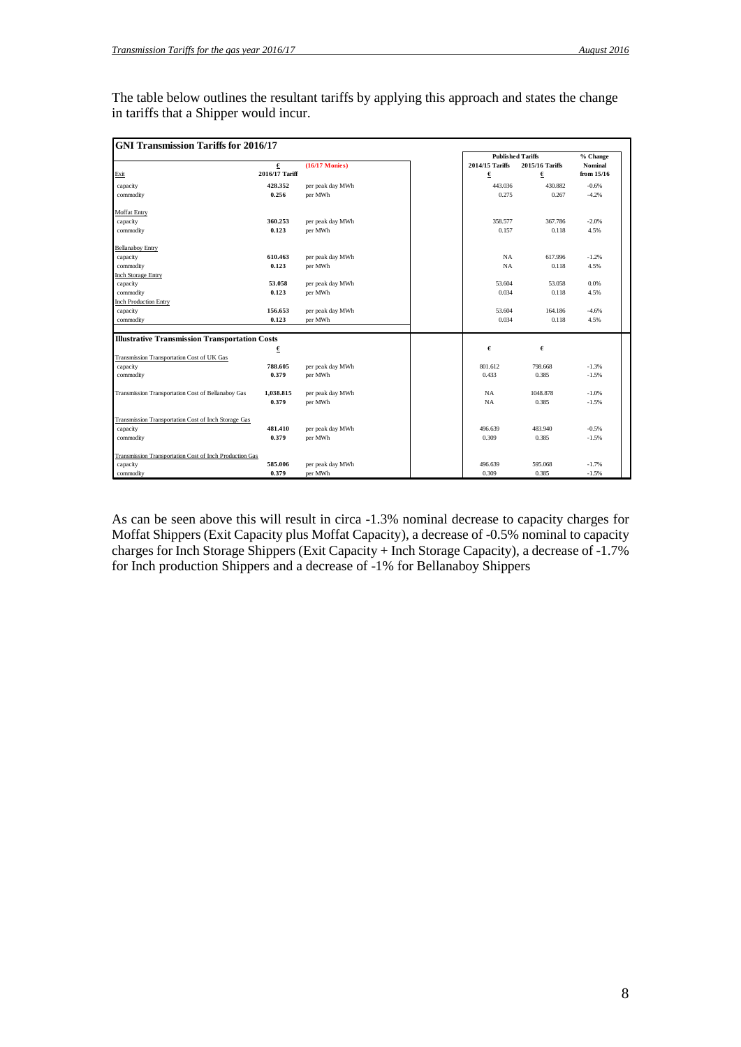The table below outlines the resultant tariffs by applying this approach and states the change in tariffs that a Shipper would incur.

| GNI Transmission Tariffs for 2016/17 | | | Published Tariffs | | % Change |
|---|---|---|---|---|---|
| | € | (16/17 Monies) | 2014/15 Tariffs | 2015/16 Tariffs | Nominal |
| Exit | 2016/17 Tariff | | € | € | from 15/16 |
| capacity | 428.352 | per peak day MWh | 443.036 | 430.882 | -0.6% |
| commodity | 0.256 | per MWh | 0.275 | 0.267 | -4.2% |
| Moffat Entry | | | | | |
| capacity | 360.253 | per peak day MWh | 358.577 | 367.786 | -2.0% |
| commodity | 0.123 | per MWh | 0.157 | 0.118 | 4.5% |
| Bellanaboy Entry | | | | | |
| capacity | 610.463 | per peak day MWh | NA | 617.996 | -1.2% |
| commodity | 0.123 | per MWh | NA | 0.118 | 4.5% |
| Inch Storage Entry | | | | | |
| capacity | 53.058 | per peak day MWh | 53.604 | 53.058 | 0.0% |
| commodity | 0.123 | per MWh | 0.034 | 0.118 | 4.5% |
| Inch Production Entry | | | | | |
| capacity | 156.653 | per peak day MWh | 53.604 | 164.186 | -4.6% |
| commodity | 0.123 | per MWh | 0.034 | 0.118 | 4.5% |
| **Illustrative Transmission Transportation Costs** | | | | | |
| | € | | € | € | |
| Transmission Transportation Cost of UK Gas | | | | | |
| capacity | 788.605 | per peak day MWh | 801.612 | 798.668 | -1.3% |
| commodity | 0.379 | per MWh | 0.433 | 0.385 | -1.5% |
| Transmission Transportation Cost of Bellanaboy Gas | 1,038.815 | per peak day MWh | NA | 1048.878 | -1.0% |
| | 0.379 | per MWh | NA | 0.385 | -1.5% |
| Transmission Transportation Cost of Inch Storage Gas | | | | | |
| capacity | 481.410 | per peak day MWh | 496.639 | 483.940 | -0.5% |
| commodity | 0.379 | per MWh | 0.309 | 0.385 | -1.5% |
| Transmission Transportation Cost of Inch Production Gas | | | | | |
| capacity | 585.006 | per peak day MWh | 496.639 | 595.068 | -1.7% |
| commodity | 0.379 | per MWh | 0.309 | 0.385 | -1.5% |

As can be seen above this will result in circa -1.3% nominal decrease to capacity charges for Moffat Shippers (Exit Capacity plus Moffat Capacity), a decrease of -0.5% nominal to capacity charges for Inch Storage Shippers (Exit Capacity + Inch Storage Capacity), a decrease of -1.7% for Inch production Shippers and a decrease of -1% for Bellanaboy Shippers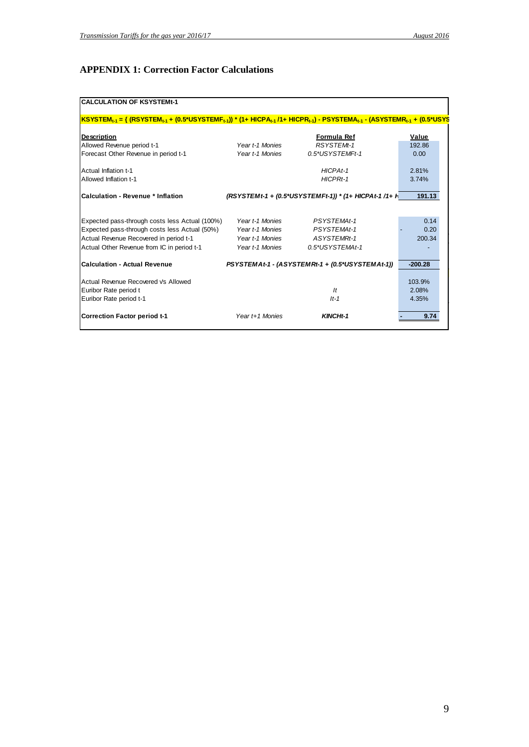## APPENDIX 1: Correction Factor Calculations

**CALCULATION OF KSYSTEMt-1**

$KSYSTEM_{t-1}$ = { ($RSYSTEM_{t-1}$ + (0.5*$USYSTEMF_{t-1}$)) * (1+ $HICPA_{t-1}$ /1+ $HICPR_{t-1}$) - $PSYSTEMA_{t-1}$ - ($ASYSTEMR_{t-1}$ + (0.5*USYS

| Description | | Formula Ref | Value |
|---|---|---|---|
| Allowed Revenue period t-1 | *Year t-1 Monies* | *RSYSTEMt-1* | 192.86 |
| Forecast Other Revenue in period t-1 | *Year t-1 Monies* | *0.5*USYSTEMFt-1* | 0.00 |
| | | | |
| Actual Inflation t-1 | | *HICPAt-1* | 2.81% |
| Allowed Inflation t-1 | | *HICPRt-1* | 3.74% |
| | | | |
| **Calculation - Revenue * Inflation** | | ***(RSYSTEMt-1 + (0.5*USYSTEMFt-1)) * (1+ HICPAt-1 /1+ H*** | **191.13** |
| | | | |
| Expected pass-through costs less Actual (100%) | *Year t-1 Monies* | *PSYSTEMAt-1* | 0.14 |
| Expected pass-through costs less Actual (50%) | *Year t-1 Monies* | *PSYSTEMAt-1* | - 0.20 |
| Actual Revenue Recovered in period t-1 | *Year t-1 Monies* | *ASYSTEMRt-1* | 200.34 |
| Actual Other Revenue from IC in period t-1 | *Year t-1 Monies* | *0.5*USYSTEMAt-1* | - |
| | | | |
| **Calculation - Actual Revenue** | | ***PSYSTEMAt-1 - (ASYSTEMRt-1 + (0.5*USYSTEMAt-1))*** | **-200.28** |
| | | | |
| Actual Revenue Recovered Vs Allowed | | | 103.9% |
| Euribor Rate period t | | *It* | 2.08% |
| Euribor Rate period t-1 | | *It-1* | 4.35% |
| | | | |
| **Correction Factor period t-1** | *Year t+1 Monies* | ***KINCHt-1*** | **- 9.74** |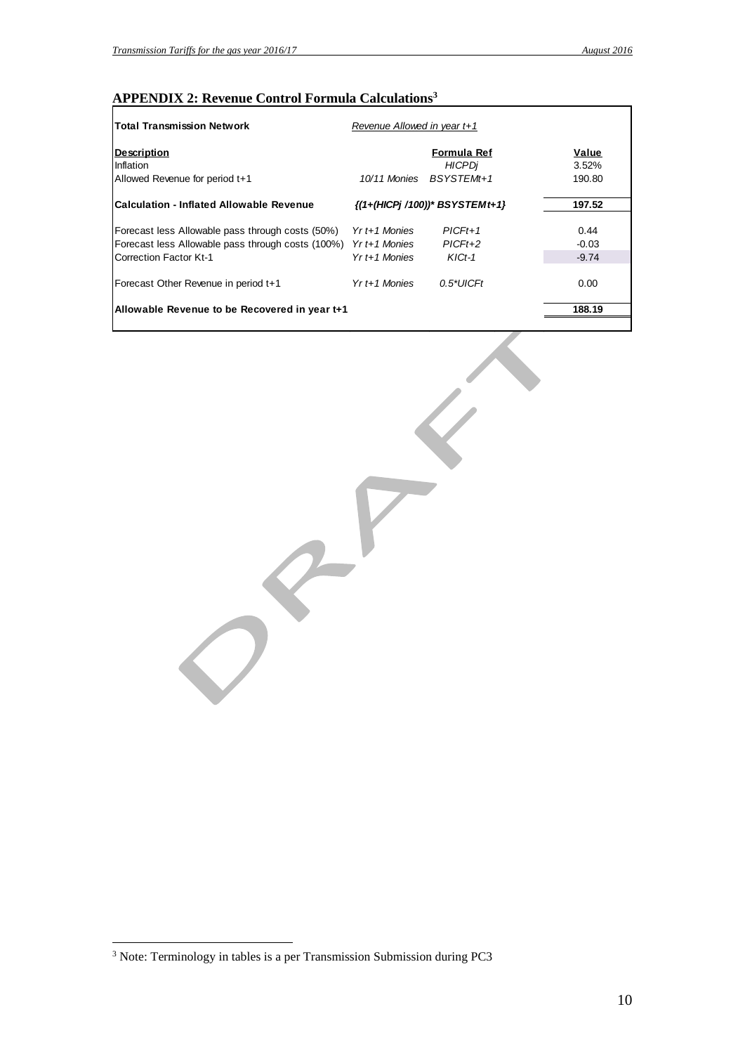## APPENDIX 2: Revenue Control Formula Calculations[3]

| **Total Transmission Network** | *Revenue Allowed in year t+1* | | |
|---|---|---|---|
| **Description** | | **Formula Ref** | **Value** |
| Inflation | | *HICPDj* | 3.52% |
| Allowed Revenue for period t+1 | *10/11 Monies* | *BSYSTEMt+1* | 190.80 |
| **Calculation - Inflated Allowable Revenue** | ***{(1+(HICPj /100))\* BSYSTEMt+1}*** | | **197.52** |
| Forecast less Allowable pass through costs (50%) | *Yr t+1 Monies* | *PICFt+1* | 0.44 |
| Forecast less Allowable pass through costs (100%) | *Yr t+1 Monies* | *PICFt+2* | -0.03 |
| Correction Factor Kt-1 | *Yr t+1 Monies* | *KICt-1* | -9.74 |
| Forecast Other Revenue in period t+1 | *Yr t+1 Monies* | *0.5\*UICFt* | 0.00 |
| **Allowable Revenue to be Recovered in year t+1** | | | **188.19** |

DRAFT

[3] Note: Terminology in tables is a per Transmission Submission during PC3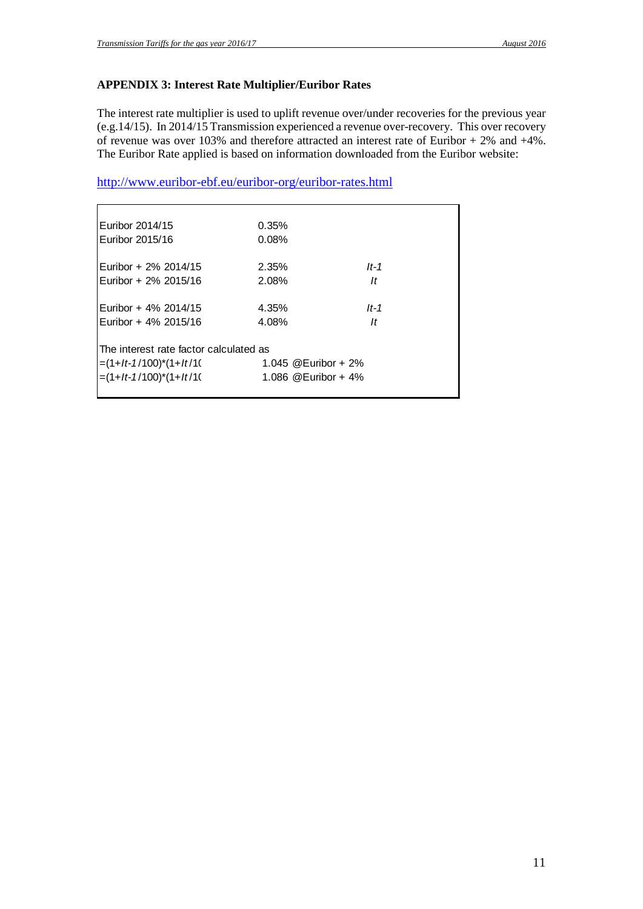## APPENDIX 3: Interest Rate Multiplier/Euribor Rates

The interest rate multiplier is used to uplift revenue over/under recoveries for the previous year (e.g.14/15). In 2014/15 Transmission experienced a revenue over-recovery. This over recovery of revenue was over 103% and therefore attracted an interest rate of Euribor + 2% and +4%. The Euribor Rate applied is based on information downloaded from the Euribor website:

http://www.euribor-ebf.eu/euribor-org/euribor-rates.html

| | | |
|---|---|---|
| Euribor 2014/15 | 0.35% | |
| Euribor 2015/16 | 0.08% | |
| | | |
| Euribor + 2% 2014/15 | 2.35% | *It-1* |
| Euribor + 2% 2015/16 | 2.08% | *It* |
| | | |
| Euribor + 4% 2014/15 | 4.35% | *It-1* |
| Euribor + 4% 2015/16 | 4.08% | *It* |
| | | |
| The interest rate factor calculated as | | |
| =(1+*It-1*/100)*(1+*It*/1( | 1.045 @Euribor + 2% | |
| =(1+*It-1*/100)*(1+*It*/1( | 1.086 @Euribor + 4% | |